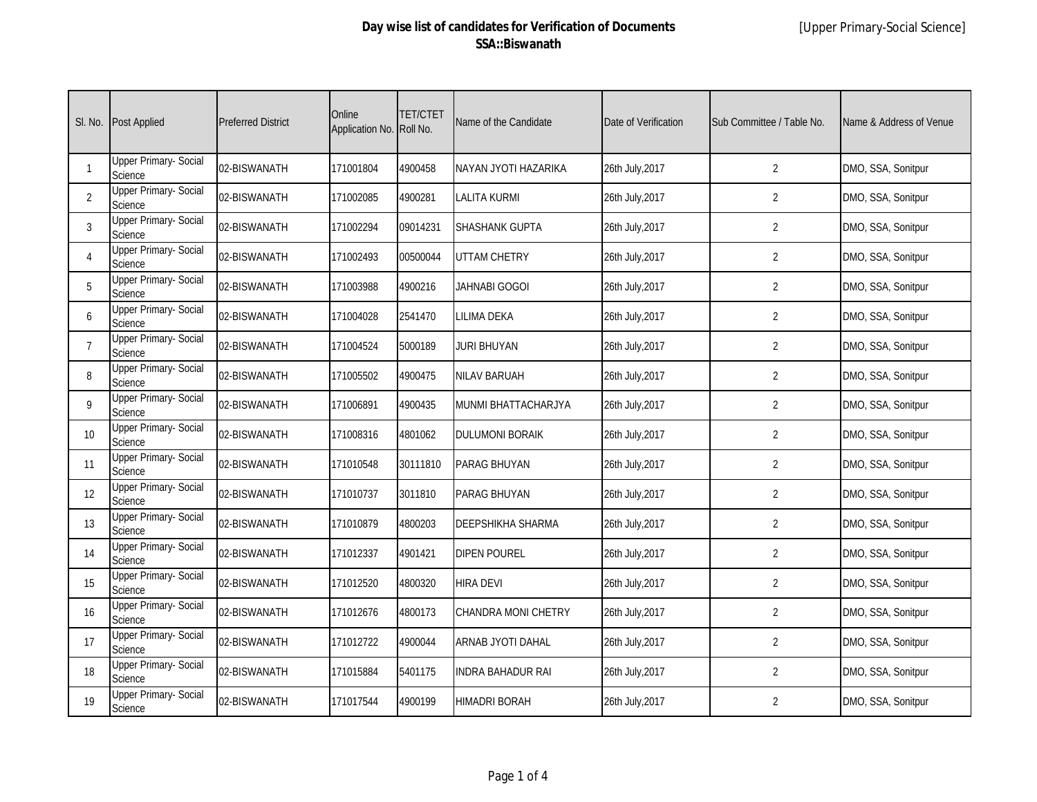# Day wise list of candidates for Verification of Documents
## SSA::Biswanath

[Upper Primary-Social Science]

| Sl. No. | Post Applied | Preferred District | Online Application No. | TET/CTET Roll No. | Name of the Candidate | Date of Verification | Sub Committee / Table No. | Name & Address of Venue |
|---|---|---|---|---|---|---|---|---|
| 1 | Upper Primary- Social Science | 02-BISWANATH | 171001804 | 4900458 | NAYAN JYOTI HAZARIKA | 26th July,2017 | 2 | DMO, SSA, Sonitpur |
| 2 | Upper Primary- Social Science | 02-BISWANATH | 171002085 | 4900281 | LALITA KURMI | 26th July,2017 | 2 | DMO, SSA, Sonitpur |
| 3 | Upper Primary- Social Science | 02-BISWANATH | 171002294 | 09014231 | SHASHANK GUPTA | 26th July,2017 | 2 | DMO, SSA, Sonitpur |
| 4 | Upper Primary- Social Science | 02-BISWANATH | 171002493 | 00500044 | UTTAM CHETRY | 26th July,2017 | 2 | DMO, SSA, Sonitpur |
| 5 | Upper Primary- Social Science | 02-BISWANATH | 171003988 | 4900216 | JAHNABI GOGOI | 26th July,2017 | 2 | DMO, SSA, Sonitpur |
| 6 | Upper Primary- Social Science | 02-BISWANATH | 171004028 | 2541470 | LILIMA DEKA | 26th July,2017 | 2 | DMO, SSA, Sonitpur |
| 7 | Upper Primary- Social Science | 02-BISWANATH | 171004524 | 5000189 | JURI BHUYAN | 26th July,2017 | 2 | DMO, SSA, Sonitpur |
| 8 | Upper Primary- Social Science | 02-BISWANATH | 171005502 | 4900475 | NILAV BARUAH | 26th July,2017 | 2 | DMO, SSA, Sonitpur |
| 9 | Upper Primary- Social Science | 02-BISWANATH | 171006891 | 4900435 | MUNMI BHATTACHARJYA | 26th July,2017 | 2 | DMO, SSA, Sonitpur |
| 10 | Upper Primary- Social Science | 02-BISWANATH | 171008316 | 4801062 | DULUMONI BORAIK | 26th July,2017 | 2 | DMO, SSA, Sonitpur |
| 11 | Upper Primary- Social Science | 02-BISWANATH | 171010548 | 30111810 | PARAG BHUYAN | 26th July,2017 | 2 | DMO, SSA, Sonitpur |
| 12 | Upper Primary- Social Science | 02-BISWANATH | 171010737 | 3011810 | PARAG BHUYAN | 26th July,2017 | 2 | DMO, SSA, Sonitpur |
| 13 | Upper Primary- Social Science | 02-BISWANATH | 171010879 | 4800203 | DEEPSHIKHA SHARMA | 26th July,2017 | 2 | DMO, SSA, Sonitpur |
| 14 | Upper Primary- Social Science | 02-BISWANATH | 171012337 | 4901421 | DIPEN POUREL | 26th July,2017 | 2 | DMO, SSA, Sonitpur |
| 15 | Upper Primary- Social Science | 02-BISWANATH | 171012520 | 4800320 | HIRA DEVI | 26th July,2017 | 2 | DMO, SSA, Sonitpur |
| 16 | Upper Primary- Social Science | 02-BISWANATH | 171012676 | 4800173 | CHANDRA MONI CHETRY | 26th July,2017 | 2 | DMO, SSA, Sonitpur |
| 17 | Upper Primary- Social Science | 02-BISWANATH | 171012722 | 4900044 | ARNAB JYOTI DAHAL | 26th July,2017 | 2 | DMO, SSA, Sonitpur |
| 18 | Upper Primary- Social Science | 02-BISWANATH | 171015884 | 5401175 | INDRA BAHADUR RAI | 26th July,2017 | 2 | DMO, SSA, Sonitpur |
| 19 | Upper Primary- Social Science | 02-BISWANATH | 171017544 | 4900199 | HIMADRI BORAH | 26th July,2017 | 2 | DMO, SSA, Sonitpur |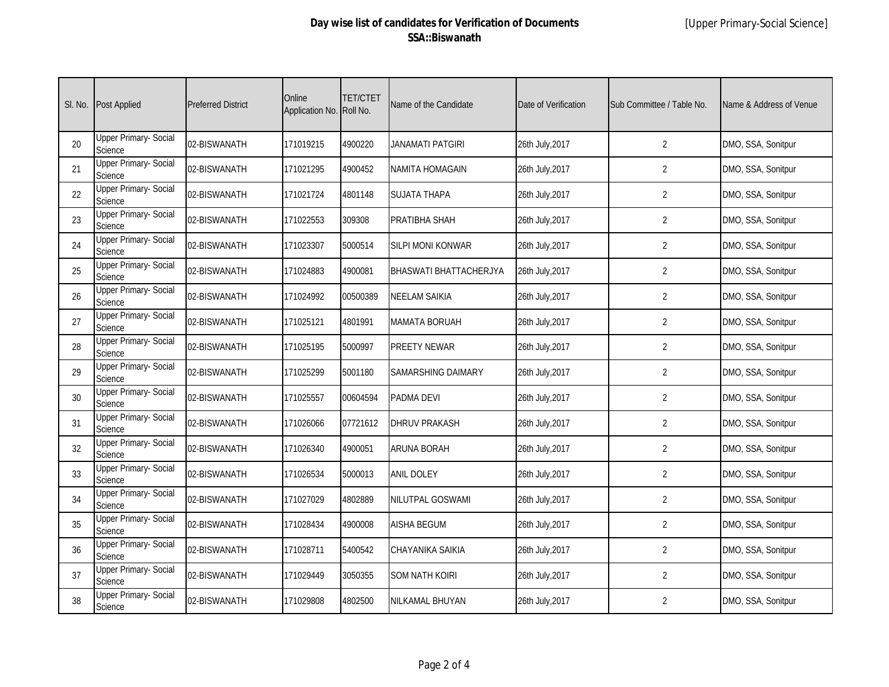**Day wise list of candidates for Verification of Documents**
**SSA::Biswanath**

[Upper Primary-Social Science]

| Sl. No. | Post Applied | Preferred District | Online Application No. | TET/CTET Roll No. | Name of the Candidate | Date of Verification | Sub Committee / Table No. | Name & Address of Venue |
|---|---|---|---|---|---|---|---|---|
| 20 | Upper Primary- Social Science | 02-BISWANATH | 171019215 | 4900220 | JANAMATI PATGIRI | 26th July,2017 | 2 | DMO, SSA, Sonitpur |
| 21 | Upper Primary- Social Science | 02-BISWANATH | 171021295 | 4900452 | NAMITA HOMAGAIN | 26th July,2017 | 2 | DMO, SSA, Sonitpur |
| 22 | Upper Primary- Social Science | 02-BISWANATH | 171021724 | 4801148 | SUJATA THAPA | 26th July,2017 | 2 | DMO, SSA, Sonitpur |
| 23 | Upper Primary- Social Science | 02-BISWANATH | 171022553 | 309308 | PRATIBHA SHAH | 26th July,2017 | 2 | DMO, SSA, Sonitpur |
| 24 | Upper Primary- Social Science | 02-BISWANATH | 171023307 | 5000514 | SILPI MONI KONWAR | 26th July,2017 | 2 | DMO, SSA, Sonitpur |
| 25 | Upper Primary- Social Science | 02-BISWANATH | 171024883 | 4900081 | BHASWATI BHATTACHERJYA | 26th July,2017 | 2 | DMO, SSA, Sonitpur |
| 26 | Upper Primary- Social Science | 02-BISWANATH | 171024992 | 00500389 | NEELAM SAIKIA | 26th July,2017 | 2 | DMO, SSA, Sonitpur |
| 27 | Upper Primary- Social Science | 02-BISWANATH | 171025121 | 4801991 | MAMATA BORUAH | 26th July,2017 | 2 | DMO, SSA, Sonitpur |
| 28 | Upper Primary- Social Science | 02-BISWANATH | 171025195 | 5000997 | PREETY NEWAR | 26th July,2017 | 2 | DMO, SSA, Sonitpur |
| 29 | Upper Primary- Social Science | 02-BISWANATH | 171025299 | 5001180 | SAMARSHING DAIMARY | 26th July,2017 | 2 | DMO, SSA, Sonitpur |
| 30 | Upper Primary- Social Science | 02-BISWANATH | 171025557 | 00604594 | PADMA DEVI | 26th July,2017 | 2 | DMO, SSA, Sonitpur |
| 31 | Upper Primary- Social Science | 02-BISWANATH | 171026066 | 07721612 | DHRUV PRAKASH | 26th July,2017 | 2 | DMO, SSA, Sonitpur |
| 32 | Upper Primary- Social Science | 02-BISWANATH | 171026340 | 4900051 | ARUNA BORAH | 26th July,2017 | 2 | DMO, SSA, Sonitpur |
| 33 | Upper Primary- Social Science | 02-BISWANATH | 171026534 | 5000013 | ANIL DOLEY | 26th July,2017 | 2 | DMO, SSA, Sonitpur |
| 34 | Upper Primary- Social Science | 02-BISWANATH | 171027029 | 4802889 | NILUTPAL GOSWAMI | 26th July,2017 | 2 | DMO, SSA, Sonitpur |
| 35 | Upper Primary- Social Science | 02-BISWANATH | 171028434 | 4900008 | AISHA BEGUM | 26th July,2017 | 2 | DMO, SSA, Sonitpur |
| 36 | Upper Primary- Social Science | 02-BISWANATH | 171028711 | 5400542 | CHAYANIKA SAIKIA | 26th July,2017 | 2 | DMO, SSA, Sonitpur |
| 37 | Upper Primary- Social Science | 02-BISWANATH | 171029449 | 3050355 | SOM NATH KOIRI | 26th July,2017 | 2 | DMO, SSA, Sonitpur |
| 38 | Upper Primary- Social Science | 02-BISWANATH | 171029808 | 4802500 | NILKAMAL BHUYAN | 26th July,2017 | 2 | DMO, SSA, Sonitpur |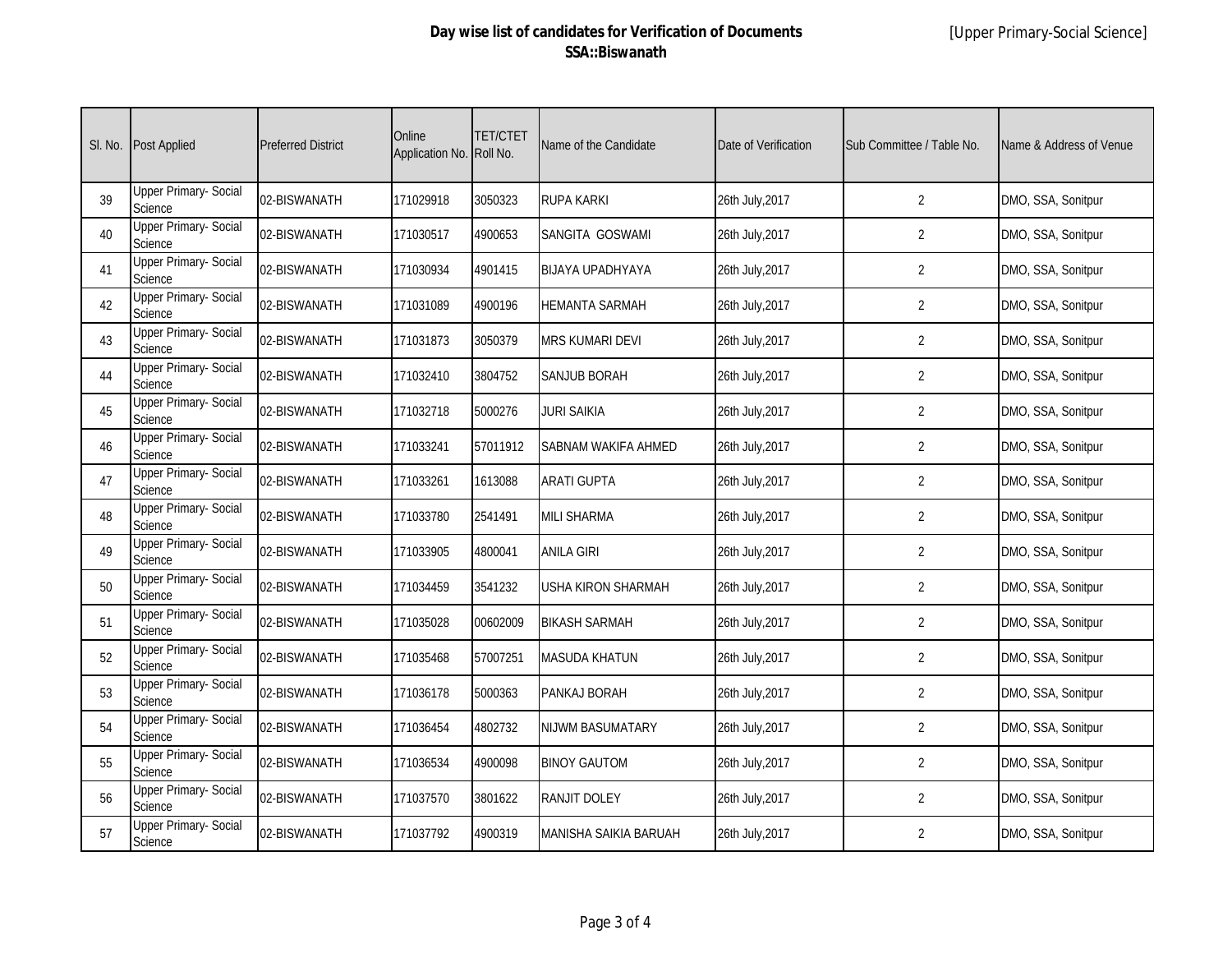**Day wise list of candidates for Verification of Documents**
**SSA::Biswanath**

[Upper Primary-Social Science]

| Sl. No. | Post Applied | Preferred District | Online Application No. | TET/CTET Roll No. | Name of the Candidate | Date of Verification | Sub Committee / Table No. | Name & Address of Venue |
|---|---|---|---|---|---|---|---|---|
| 39 | Upper Primary- Social Science | 02-BISWANATH | 171029918 | 3050323 | RUPA KARKI | 26th July,2017 | 2 | DMO, SSA, Sonitpur |
| 40 | Upper Primary- Social Science | 02-BISWANATH | 171030517 | 4900653 | SANGITA GOSWAMI | 26th July,2017 | 2 | DMO, SSA, Sonitpur |
| 41 | Upper Primary- Social Science | 02-BISWANATH | 171030934 | 4901415 | BIJAYA UPADHYAYA | 26th July,2017 | 2 | DMO, SSA, Sonitpur |
| 42 | Upper Primary- Social Science | 02-BISWANATH | 171031089 | 4900196 | HEMANTA SARMAH | 26th July,2017 | 2 | DMO, SSA, Sonitpur |
| 43 | Upper Primary- Social Science | 02-BISWANATH | 171031873 | 3050379 | MRS KUMARI DEVI | 26th July,2017 | 2 | DMO, SSA, Sonitpur |
| 44 | Upper Primary- Social Science | 02-BISWANATH | 171032410 | 3804752 | SANJUB BORAH | 26th July,2017 | 2 | DMO, SSA, Sonitpur |
| 45 | Upper Primary- Social Science | 02-BISWANATH | 171032718 | 5000276 | JURI SAIKIA | 26th July,2017 | 2 | DMO, SSA, Sonitpur |
| 46 | Upper Primary- Social Science | 02-BISWANATH | 171033241 | 57011912 | SABNAM WAKIFA AHMED | 26th July,2017 | 2 | DMO, SSA, Sonitpur |
| 47 | Upper Primary- Social Science | 02-BISWANATH | 171033261 | 1613088 | ARATI GUPTA | 26th July,2017 | 2 | DMO, SSA, Sonitpur |
| 48 | Upper Primary- Social Science | 02-BISWANATH | 171033780 | 2541491 | MILI SHARMA | 26th July,2017 | 2 | DMO, SSA, Sonitpur |
| 49 | Upper Primary- Social Science | 02-BISWANATH | 171033905 | 4800041 | ANILA GIRI | 26th July,2017 | 2 | DMO, SSA, Sonitpur |
| 50 | Upper Primary- Social Science | 02-BISWANATH | 171034459 | 3541232 | USHA KIRON SHARMAH | 26th July,2017 | 2 | DMO, SSA, Sonitpur |
| 51 | Upper Primary- Social Science | 02-BISWANATH | 171035028 | 00602009 | BIKASH SARMAH | 26th July,2017 | 2 | DMO, SSA, Sonitpur |
| 52 | Upper Primary- Social Science | 02-BISWANATH | 171035468 | 57007251 | MASUDA KHATUN | 26th July,2017 | 2 | DMO, SSA, Sonitpur |
| 53 | Upper Primary- Social Science | 02-BISWANATH | 171036178 | 5000363 | PANKAJ BORAH | 26th July,2017 | 2 | DMO, SSA, Sonitpur |
| 54 | Upper Primary- Social Science | 02-BISWANATH | 171036454 | 4802732 | NIJWM BASUMATARY | 26th July,2017 | 2 | DMO, SSA, Sonitpur |
| 55 | Upper Primary- Social Science | 02-BISWANATH | 171036534 | 4900098 | BINOY GAUTOM | 26th July,2017 | 2 | DMO, SSA, Sonitpur |
| 56 | Upper Primary- Social Science | 02-BISWANATH | 171037570 | 3801622 | RANJIT DOLEY | 26th July,2017 | 2 | DMO, SSA, Sonitpur |
| 57 | Upper Primary- Social Science | 02-BISWANATH | 171037792 | 4900319 | MANISHA SAIKIA BARUAH | 26th July,2017 | 2 | DMO, SSA, Sonitpur |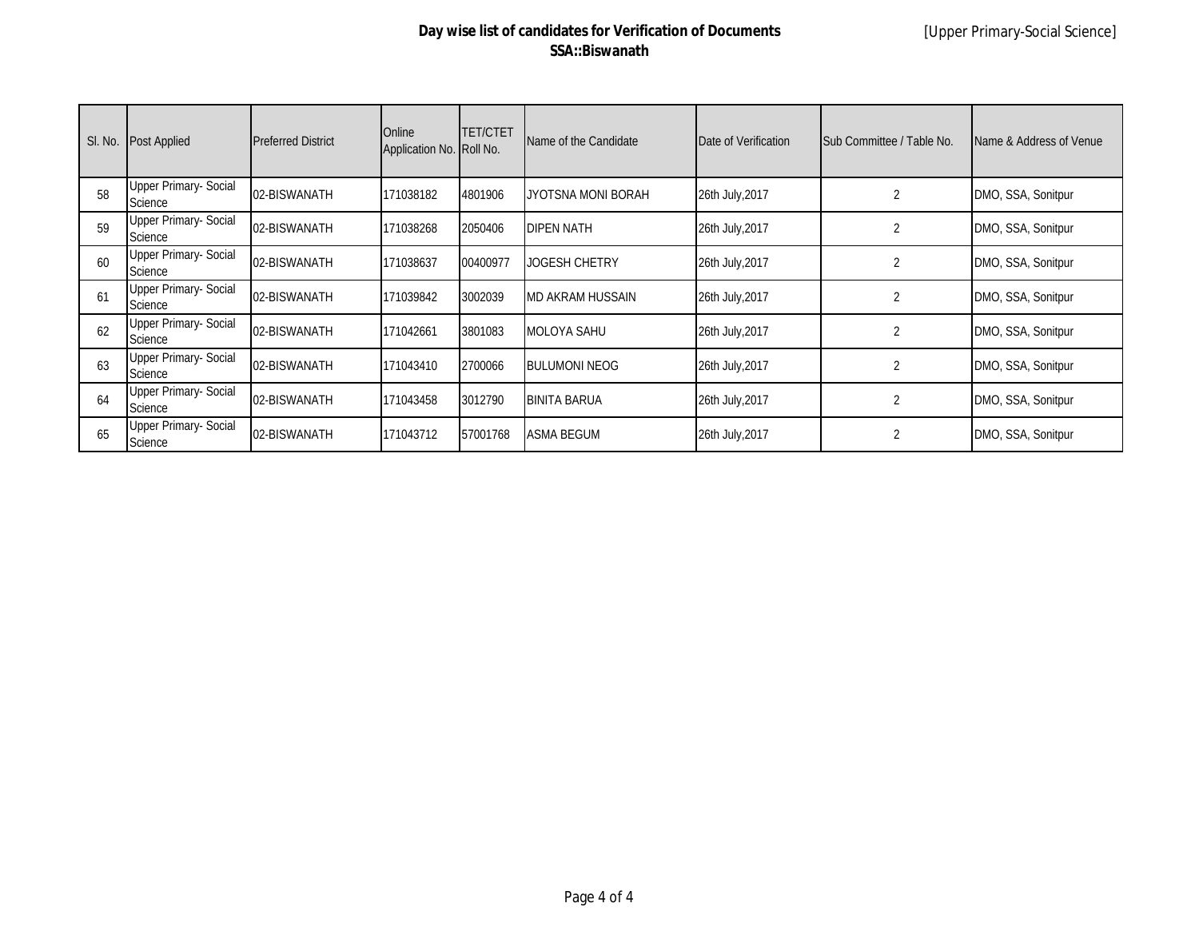# Day wise list of candidates for Verification of Documents
## SSA::Biswanath

[Upper Primary-Social Science]

| Sl. No. | Post Applied | Preferred District | Online Application No. | TET/CTET Roll No. | Name of the Candidate | Date of Verification | Sub Committee / Table No. | Name & Address of Venue |
|---|---|---|---|---|---|---|---|---|
| 58 | Upper Primary- Social Science | 02-BISWANATH | 171038182 | 4801906 | JYOTSNA MONI BORAH | 26th July,2017 | 2 | DMO, SSA, Sonitpur |
| 59 | Upper Primary- Social Science | 02-BISWANATH | 171038268 | 2050406 | DIPEN NATH | 26th July,2017 | 2 | DMO, SSA, Sonitpur |
| 60 | Upper Primary- Social Science | 02-BISWANATH | 171038637 | 00400977 | JOGESH CHETRY | 26th July,2017 | 2 | DMO, SSA, Sonitpur |
| 61 | Upper Primary- Social Science | 02-BISWANATH | 171039842 | 3002039 | MD AKRAM HUSSAIN | 26th July,2017 | 2 | DMO, SSA, Sonitpur |
| 62 | Upper Primary- Social Science | 02-BISWANATH | 171042661 | 3801083 | MOLOYA SAHU | 26th July,2017 | 2 | DMO, SSA, Sonitpur |
| 63 | Upper Primary- Social Science | 02-BISWANATH | 171043410 | 2700066 | BULUMONI NEOG | 26th July,2017 | 2 | DMO, SSA, Sonitpur |
| 64 | Upper Primary- Social Science | 02-BISWANATH | 171043458 | 3012790 | BINITA BARUA | 26th July,2017 | 2 | DMO, SSA, Sonitpur |
| 65 | Upper Primary- Social Science | 02-BISWANATH | 171043712 | 57001768 | ASMA BEGUM | 26th July,2017 | 2 | DMO, SSA, Sonitpur |